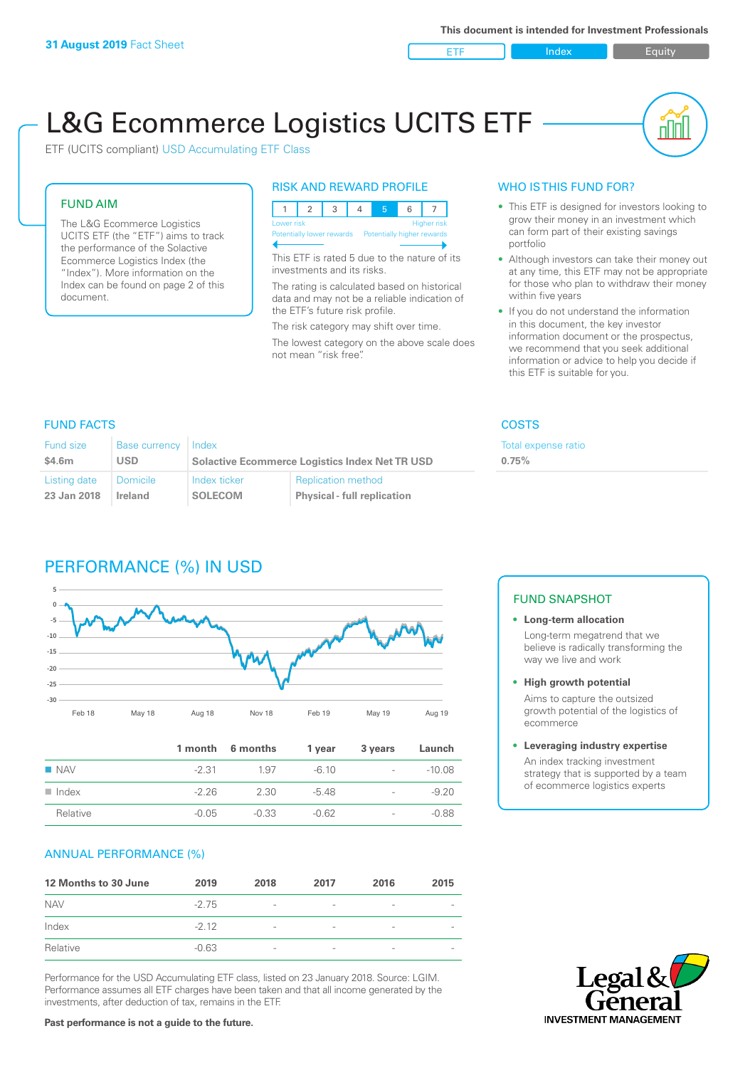**31 August 2019** Fact Sheet

This document is intended for Investment Professionals

ETF | Index | Equity

# L&G Ecommerce Logistics UCITS ETF

ETF (UCITS compliant) USD Accumulating ETF Class

## FUND AIM

The L&G Ecommerce Logistics UCITS ETF (the "ETF") aims to track the performance of the Solactive Ecommerce Logistics Index (the "Index"). More information on the Index can be found on page 2 of this document.

## RISK AND REWARD PROFILE

| 1 | 2 | 3 | 4 | **5** | 6 | 7 |
|---|---|---|---|---|---|---|

Lower risk — Potentially lower rewards | Higher risk — Potentially higher rewards

This ETF is rated 5 due to the nature of its investments and its risks.

The rating is calculated based on historical data and may not be a reliable indication of the ETF's future risk profile.

The risk category may shift over time.

The lowest category on the above scale does not mean "risk free".

## WHO IS THIS FUND FOR?

- This ETF is designed for investors looking to grow their money in an investment which can form part of their existing savings portfolio
- Although investors can take their money out at any time, this ETF may not be appropriate for those who plan to withdraw their money within five years
- If you do not understand the information in this document, the key investor information document or the prospectus, we recommend that you seek additional information or advice to help you decide if this ETF is suitable for you.

## FUND FACTS

| Fund size | Base currency | Index | |
|---|---|---|---|
| **$4.6m** | **USD** | **Solactive Ecommerce Logistics Index Net TR USD** | |
| **Listing date** | **Domicile** | **Index ticker** | **Replication method** |
| **23 Jan 2018** | **Ireland** | **SOLECOM** | **Physical - full replication** |

## COSTS

Total expense ratio

**0.75%**

## PERFORMANCE (%) IN USD

| | 1 month | 6 months | 1 year | 3 years | Launch |
|---|---|---|---|---|---|
| NAV | -2.31 | 1.97 | -6.10 | - | -10.08 |
| Index | -2.26 | 2.30 | -5.48 | - | -9.20 |
| Relative | -0.05 | -0.33 | -0.62 | - | -0.88 |

## ANNUAL PERFORMANCE (%)

| 12 Months to 30 June | 2019 | 2018 | 2017 | 2016 | 2015 |
|---|---|---|---|---|---|
| NAV | -2.75 | - | - | - | - |
| Index | -2.12 | - | - | - | - |
| Relative | -0.63 | - | - | - | - |

Performance for the USD Accumulating ETF class, listed on 23 January 2018. Source: LGIM. Performance assumes all ETF charges have been taken and that all income generated by the investments, after deduction of tax, remains in the ETF.

**Past performance is not a guide to the future.**

## FUND SNAPSHOT

- **Long-term allocation**
  Long-term megatrend that we believe is radically transforming the way we live and work
- **High growth potential**
  Aims to capture the outsized growth potential of the logistics of ecommerce
- **Leveraging industry expertise**
  An index tracking investment strategy that is supported by a team of ecommerce logistics experts

Legal & General INVESTMENT MANAGEMENT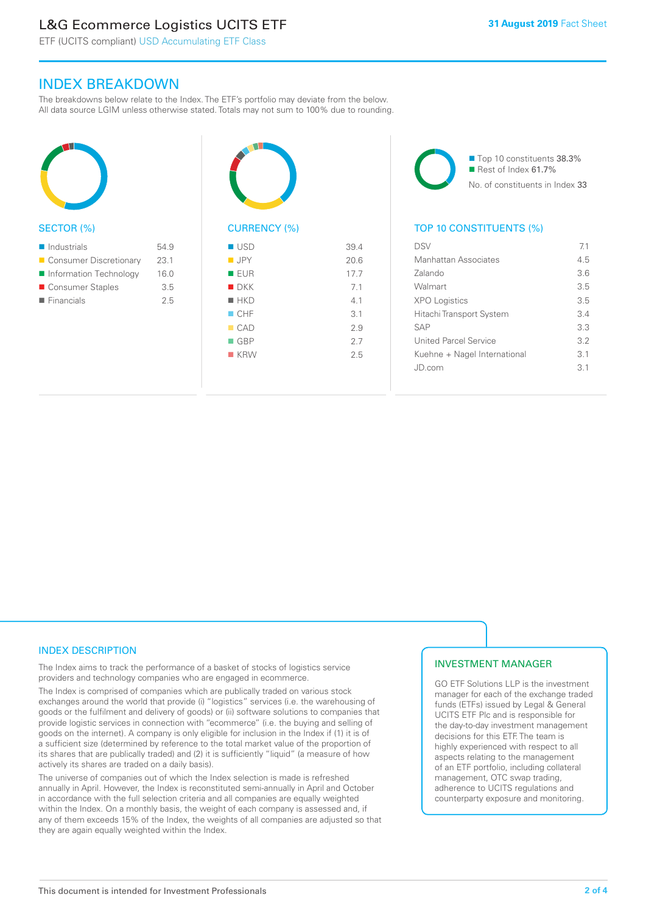# L&G Ecommerce Logistics UCITS ETF

ETF (UCITS compliant) USD Accumulating ETF Class

**31 August 2019** Fact Sheet

## INDEX BREAKDOWN

The breakdowns below relate to the Index. The ETF's portfolio may deviate from the below. All data source LGIM unless otherwise stated. Totals may not sum to 100% due to rounding.

### SECTOR (%)

| Sector | % |
|---|---|
| Industrials | 54.9 |
| Consumer Discretionary | 23.1 |
| Information Technology | 16.0 |
| Consumer Staples | 3.5 |
| Financials | 2.5 |

### CURRENCY (%)

| Currency | % |
|---|---|
| USD | 39.4 |
| JPY | 20.6 |
| EUR | 17.7 |
| DKK | 7.1 |
| HKD | 4.1 |
| CHF | 3.1 |
| CAD | 2.9 |
| GBP | 2.7 |
| KRW | 2.5 |

Top 10 constituents 38.3%
Rest of Index 61.7%
No. of constituents in Index 33

### TOP 10 CONSTITUENTS (%)

| Constituent | % |
|---|---|
| DSV | 7.1 |
| Manhattan Associates | 4.5 |
| Zalando | 3.6 |
| Walmart | 3.5 |
| XPO Logistics | 3.5 |
| Hitachi Transport System | 3.4 |
| SAP | 3.3 |
| United Parcel Service | 3.2 |
| Kuehne + Nagel International | 3.1 |
| JD.com | 3.1 |

## INDEX DESCRIPTION

The Index aims to track the performance of a basket of stocks of logistics service providers and technology companies who are engaged in ecommerce.

The Index is comprised of companies which are publically traded on various stock exchanges around the world that provide (i) "logistics" services (i.e. the warehousing of goods or the fulfilment and delivery of goods) or (ii) software solutions to companies that provide logistic services in connection with "ecommerce" (i.e. the buying and selling of goods on the internet). A company is only eligible for inclusion in the Index if (1) it is of a sufficient size (determined by reference to the total market value of the proportion of its shares that are publically traded) and (2) it is sufficiently "liquid" (a measure of how actively its shares are traded on a daily basis).

The universe of companies out of which the Index selection is made is refreshed annually in April. However, the Index is reconstituted semi-annually in April and October in accordance with the full selection criteria and all companies are equally weighted within the Index. On a monthly basis, the weight of each company is assessed and, if any of them exceeds 15% of the Index, the weights of all companies are adjusted so that they are again equally weighted within the Index.

## INVESTMENT MANAGER

GO ETF Solutions LLP is the investment manager for each of the exchange traded funds (ETFs) issued by Legal & General UCITS ETF Plc and is responsible for the day-to-day investment management decisions for this ETF. The team is highly experienced with respect to all aspects relating to the management of an ETF portfolio, including collateral management, OTC swap trading, adherence to UCITS regulations and counterparty exposure and monitoring.

This document is intended for Investment Professionals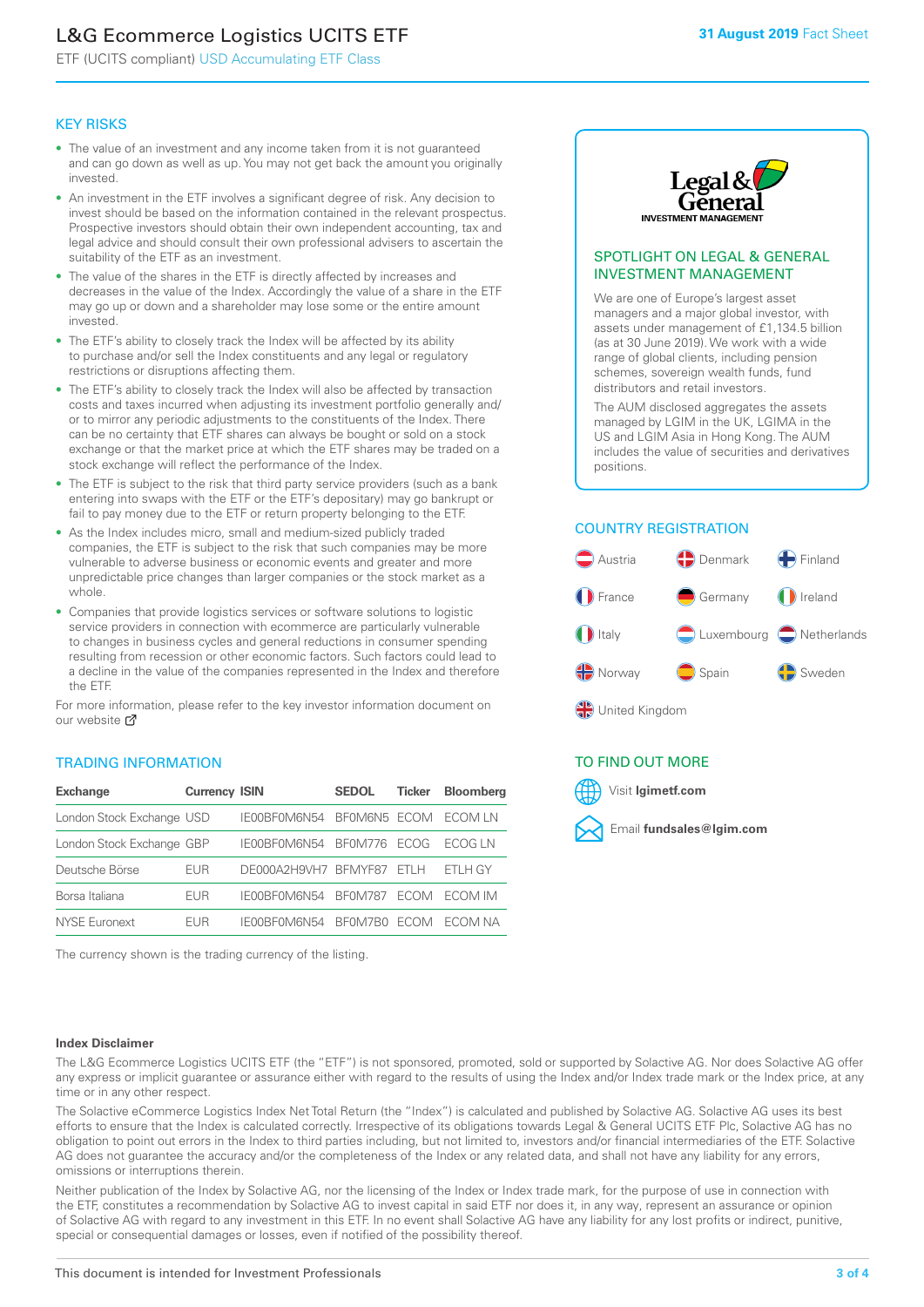# L&G Ecommerce Logistics UCITS ETF

ETF (UCITS compliant) USD Accumulating ETF Class

31 August 2019 Fact Sheet

## KEY RISKS

- The value of an investment and any income taken from it is not guaranteed and can go down as well as up. You may not get back the amount you originally invested.
- An investment in the ETF involves a significant degree of risk. Any decision to invest should be based on the information contained in the relevant prospectus. Prospective investors should obtain their own independent accounting, tax and legal advice and should consult their own professional advisers to ascertain the suitability of the ETF as an investment.
- The value of the shares in the ETF is directly affected by increases and decreases in the value of the Index. Accordingly the value of a share in the ETF may go up or down and a shareholder may lose some or the entire amount invested.
- The ETF's ability to closely track the Index will be affected by its ability to purchase and/or sell the Index constituents and any legal or regulatory restrictions or disruptions affecting them.
- The ETF's ability to closely track the Index will also be affected by transaction costs and taxes incurred when adjusting its investment portfolio generally and/or to mirror any periodic adjustments to the constituents of the Index. There can be no certainty that ETF shares can always be bought or sold on a stock exchange or that the market price at which the ETF shares may be traded on a stock exchange will reflect the performance of the Index.
- The ETF is subject to the risk that third party service providers (such as a bank entering into swaps with the ETF or the ETF's depositary) may go bankrupt or fail to pay money due to the ETF or return property belonging to the ETF.
- As the Index includes micro, small and medium-sized publicly traded companies, the ETF is subject to the risk that such companies may be more vulnerable to adverse business or economic events and greater and more unpredictable price changes than larger companies or the stock market as a whole.
- Companies that provide logistics services or software solutions to logistic service providers in connection with ecommerce are particularly vulnerable to changes in business cycles and general reductions in consumer spending resulting from recession or other economic factors. Such factors could lead to a decline in the value of the companies represented in the Index and therefore the ETF.

For more information, please refer to the key investor information document on our website

## TRADING INFORMATION

| Exchange | Currency | ISIN | SEDOL | Ticker | Bloomberg |
|---|---|---|---|---|---|
| London Stock Exchange | USD | IE00BF0M6N54 | BF0M6N5 | ECOM | ECOM LN |
| London Stock Exchange | GBP | IE00BF0M6N54 | BF0M776 | ECOG | ECOG LN |
| Deutsche Börse | EUR | DE000A2H9VH7 | BFMYF87 | ETLH | ETLH GY |
| Borsa Italiana | EUR | IE00BF0M6N54 | BF0M787 | ECOM | ECOM IM |
| NYSE Euronext | EUR | IE00BF0M6N54 | BF0M7B0 | ECOM | ECOM NA |

The currency shown is the trading currency of the listing.

## SPOTLIGHT ON LEGAL & GENERAL INVESTMENT MANAGEMENT

We are one of Europe's largest asset managers and a major global investor, with assets under management of £1,134.5 billion (as at 30 June 2019). We work with a wide range of global clients, including pension schemes, sovereign wealth funds, fund distributors and retail investors.

The AUM disclosed aggregates the assets managed by LGIM in the UK, LGIMA in the US and LGIM Asia in Hong Kong. The AUM includes the value of securities and derivatives positions.

## COUNTRY REGISTRATION

Austria, Denmark, Finland, France, Germany, Ireland, Italy, Luxembourg, Netherlands, Norway, Spain, Sweden, United Kingdom

## TO FIND OUT MORE

Visit **lgimetf.com**

Email **fundsales@lgim.com**

### Index Disclaimer

The L&G Ecommerce Logistics UCITS ETF (the "ETF") is not sponsored, promoted, sold or supported by Solactive AG. Nor does Solactive AG offer any express or implicit guarantee or assurance either with regard to the results of using the Index and/or Index trade mark or the Index price, at any time or in any other respect.

The Solactive eCommerce Logistics Index Net Total Return (the "Index") is calculated and published by Solactive AG. Solactive AG uses its best efforts to ensure that the Index is calculated correctly. Irrespective of its obligations towards Legal & General UCITS ETF Plc, Solactive AG has no obligation to point out errors in the Index to third parties including, but not limited to, investors and/or financial intermediaries of the ETF. Solactive AG does not guarantee the accuracy and/or the completeness of the Index or any related data, and shall not have any liability for any errors, omissions or interruptions therein.

Neither publication of the Index by Solactive AG, nor the licensing of the Index or Index trade mark, for the purpose of use in connection with the ETF, constitutes a recommendation by Solactive AG to invest capital in said ETF nor does it, in any way, represent an assurance or opinion of Solactive AG with regard to any investment in this ETF. In no event shall Solactive AG have any liability for any lost profits or indirect, punitive, special or consequential damages or losses, even if notified of the possibility thereof.

This document is intended for Investment Professionals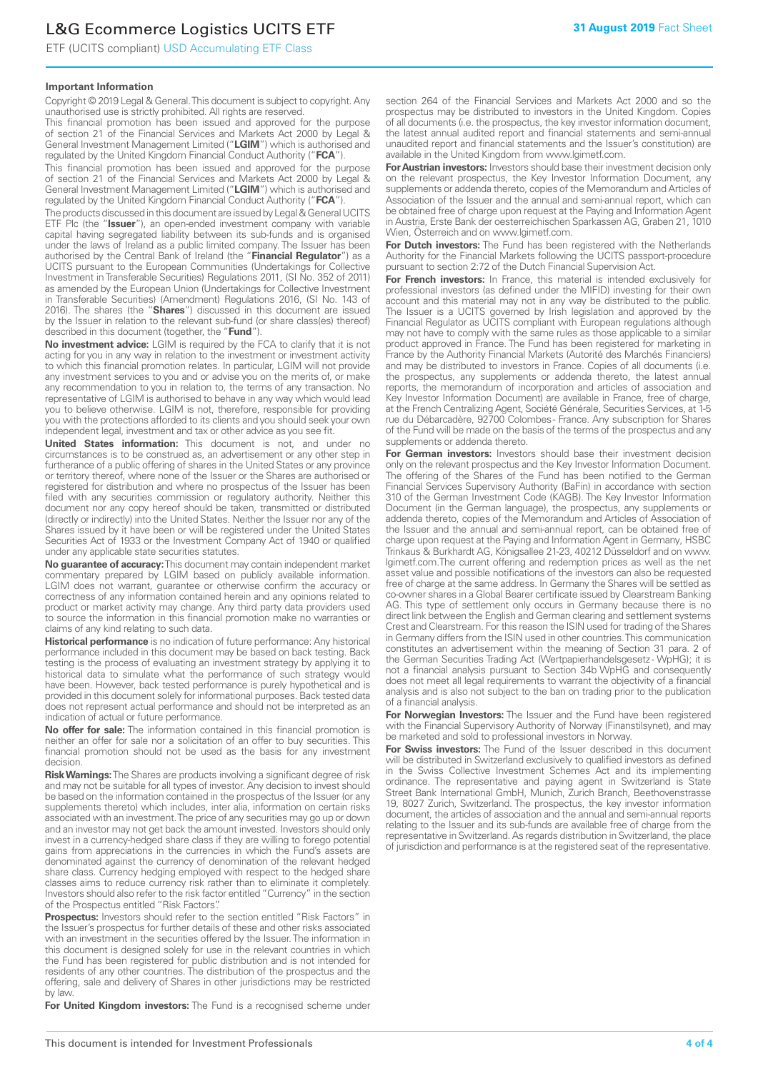## Important Information

Copyright © 2019 Legal & General. This document is subject to copyright. Any unauthorised use is strictly prohibited. All rights are reserved.

This financial promotion has been issued and approved for the purpose of section 21 of the Financial Services and Markets Act 2000 by Legal & General Investment Management Limited ("**LGIM**") which is authorised and regulated by the United Kingdom Financial Conduct Authority ("**FCA**").

This financial promotion has been issued and approved for the purpose of section 21 of the Financial Services and Markets Act 2000 by Legal & General Investment Management Limited ("**LGIM**") which is authorised and regulated by the United Kingdom Financial Conduct Authority ("**FCA**").

The products discussed in this document are issued by Legal & General UCITS ETF Plc (the "**Issuer**"), an open-ended investment company with variable capital having segregated liability between its sub-funds and is organised under the laws of Ireland as a public limited company. The Issuer has been authorised by the Central Bank of Ireland (the "**Financial Regulator**") as a UCITS pursuant to the European Communities (Undertakings for Collective Investment in Transferable Securities) Regulations 2011, (SI No. 352 of 2011) as amended by the European Union (Undertakings for Collective Investment in Transferable Securities) (Amendment) Regulations 2016, (SI No. 143 of 2016). The shares (the "**Shares**") discussed in this document are issued by the Issuer in relation to the relevant sub-fund (or share class(es) thereof) described in this document (together, the "**Fund**").

**No investment advice:** LGIM is required by the FCA to clarify that it is not acting for you in any way in relation to the investment or investment activity to which this financial promotion relates. In particular, LGIM will not provide any investment services to you and or advise you on the merits of, or make any recommendation to you in relation to, the terms of any transaction. No representative of LGIM is authorised to behave in any way which would lead you to believe otherwise. LGIM is not, therefore, responsible for providing you with the protections afforded to its clients and you should seek your own independent legal, investment and tax or other advice as you see fit.

**United States information:** This document is not, and under no circumstances is to be construed as, an advertisement or any other step in furtherance of a public offering of shares in the United States or any province or territory thereof, where none of the Issuer or the Shares are authorised or registered for distribution and where no prospectus of the Issuer has been filed with any securities commission or regulatory authority. Neither this document nor any copy hereof should be taken, transmitted or distributed (directly or indirectly) into the United States. Neither the Issuer nor any of the Shares issued by it have been or will be registered under the United States Securities Act of 1933 or the Investment Company Act of 1940 or qualified under any applicable state securities statutes.

**No guarantee of accuracy:** This document may contain independent market commentary prepared by LGIM based on publicly available information. LGIM does not warrant, guarantee or otherwise confirm the accuracy or correctness of any information contained herein and any opinions related to product or market activity may change. Any third party data providers used to source the information in this financial promotion make no warranties or claims of any kind relating to such data.

**Historical performance** is no indication of future performance: Any historical performance included in this document may be based on back testing. Back testing is the process of evaluating an investment strategy by applying it to historical data to simulate what the performance of such strategy would have been. However, back tested performance is purely hypothetical and is provided in this document solely for informational purposes. Back tested data does not represent actual performance and should not be interpreted as an indication of actual or future performance.

**No offer for sale:** The information contained in this financial promotion is neither an offer for sale nor a solicitation of an offer to buy securities. This financial promotion should not be used as the basis for any investment decision.

**Risk Warnings:** The Shares are products involving a significant degree of risk and may not be suitable for all types of investor. Any decision to invest should be based on the information contained in the prospectus of the Issuer (or any supplements thereto) which includes, inter alia, information on certain risks associated with an investment. The price of any securities may go up or down and an investor may not get back the amount invested. Investors should only invest in a currency-hedged share class if they are willing to forego potential gains from appreciations in the currencies in which the Fund's assets are denominated against the currency of denomination of the relevant hedged share class. Currency hedging employed with respect to the hedged share classes aims to reduce currency risk rather than to eliminate it completely. Investors should also refer to the risk factor entitled "Currency" in the section of the Prospectus entitled "Risk Factors".

**Prospectus:** Investors should refer to the section entitled "Risk Factors" in the Issuer's prospectus for further details of these and other risks associated with an investment in the securities offered by the Issuer. The information in this document is designed solely for use in the relevant countries in which the Fund has been registered for public distribution and is not intended for residents of any other countries. The distribution of the prospectus and the offering, sale and delivery of Shares in other jurisdictions may be restricted by law.

**For United Kingdom investors:** The Fund is a recognised scheme under section 264 of the Financial Services and Markets Act 2000 and so the prospectus may be distributed to investors in the United Kingdom. Copies of all documents (i.e. the prospectus, the key investor information document, the latest annual audited report and financial statements and semi-annual unaudited report and financial statements and the Issuer's constitution) are available in the United Kingdom from www.lgimetf.com.

**For Austrian investors:** Investors should base their investment decision only on the relevant prospectus, the Key Investor Information Document, any supplements or addenda thereto, copies of the Memorandum and Articles of Association of the Issuer and the annual and semi-annual report, which can be obtained free of charge upon request at the Paying and Information Agent in Austria, Erste Bank der oesterreichischen Sparkassen AG, Graben 21, 1010 Wien, Österreich and on www.lgimetf.com.

**For Dutch investors:** The Fund has been registered with the Netherlands Authority for the Financial Markets following the UCITS passport-procedure pursuant to section 2:72 of the Dutch Financial Supervision Act.

**For French investors:** In France, this material is intended exclusively for professional investors (as defined under the MIFID) investing for their own account and this material may not in any way be distributed to the public. The Issuer is a UCITS governed by Irish legislation and approved by the Financial Regulator as UCITS compliant with European regulations although may not have to comply with the same rules as those applicable to a similar product approved in France. The Fund has been registered for marketing in France by the Authority Financial Markets (Autorité des Marchés Financiers) and may be distributed to investors in France. Copies of all documents (i.e. the prospectus, any supplements or addenda thereto, the latest annual reports, the memorandum of incorporation and articles of association and Key Investor Information Document) are available in France, free of charge, at the French Centralizing Agent, Société Générale, Securities Services, at 1-5 rue du Débarcadère, 92700 Colombes - France. Any subscription for Shares of the Fund will be made on the basis of the terms of the prospectus and any supplements or addenda thereto.

**For German investors:** Investors should base their investment decision only on the relevant prospectus and the Key Investor Information Document. The offering of the Shares of the Fund has been notified to the German Financial Services Supervisory Authority (BaFin) in accordance with section 310 of the German Investment Code (KAGB). The Key Investor Information Document (in the German language), the prospectus, any supplements or addenda thereto, copies of the Memorandum and Articles of Association of the Issuer and the annual and semi-annual report, can be obtained free of charge upon request at the Paying and Information Agent in Germany, HSBC Trinkaus & Burkhardt AG, Königsallee 21-23, 40212 Düsseldorf and on www.lgimetf.com. The current offering and redemption prices as well as the net asset value and possible notifications of the investors can also be requested free of charge at the same address. In Germany the Shares will be settled as co-owner shares in a Global Bearer certificate issued by Clearstream Banking AG. This type of settlement only occurs in Germany because there is no direct link between the English and German clearing and settlement systems Crest and Clearstream. For this reason the ISIN used for trading of the Shares in Germany differs from the ISIN used in other countries. This communication constitutes an advertisement within the meaning of Section 31 para. 2 of the German Securities Trading Act (Wertpapierhandelsgesetz - WpHG); it is not a financial analysis pursuant to Section 34b WpHG and consequently does not meet all legal requirements to warrant the objectivity of a financial analysis and is also not subject to the ban on trading prior to the publication of a financial analysis.

**For Norwegian Investors:** The Issuer and the Fund have been registered with the Financial Supervisory Authority of Norway (Finanstilsynet), and may be marketed and sold to professional investors in Norway.

**For Swiss investors:** The Fund of the Issuer described in this document will be distributed in Switzerland exclusively to qualified investors as defined in the Swiss Collective Investment Schemes Act and its implementing ordinance. The representative and paying agent in Switzerland is State Street Bank International GmbH, Munich, Zurich Branch, Beethovenstrasse 19, 8027 Zurich, Switzerland. The prospectus, the key investor information document, the articles of association and the annual and semi-annual reports relating to the Issuer and its sub-funds are available free of charge from the representative in Switzerland. As regards distribution in Switzerland, the place of jurisdiction and performance is at the registered seat of the representative.